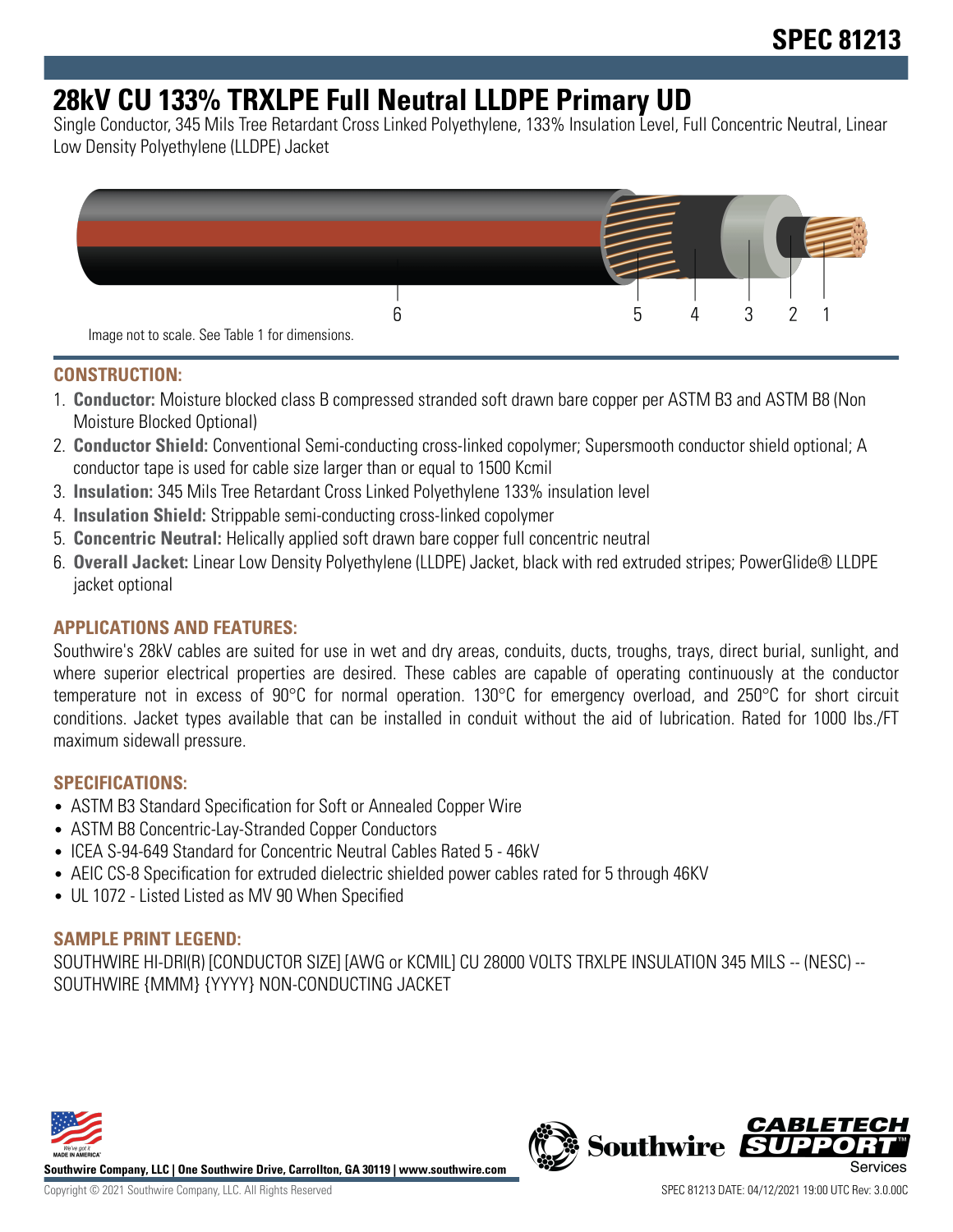SPEC 81213

# 28kV CU 133% TRXLPE Full Neutral LLDPE Primary UD

Single Conductor, 345 Mils Tree Retardant Cross Linked Polyethylene, 133% Insulation Level, Full Concentric Neutral, Linear Low Density Polyethylene (LLDPE) Jacket

6 5 4 3 2 1

Image not to scale. See Table 1 for dimensions.

## CONSTRUCTION:

1. **Conductor:** Moisture blocked class B compressed stranded soft drawn bare copper per ASTM B3 and ASTM B8 (Non Moisture Blocked Optional)
2. **Conductor Shield:** Conventional Semi-conducting cross-linked copolymer; Supersmooth conductor shield optional; A conductor tape is used for cable size larger than or equal to 1500 Kcmil
3. **Insulation:** 345 Mils Tree Retardant Cross Linked Polyethylene 133% insulation level
4. **Insulation Shield:** Strippable semi-conducting cross-linked copolymer
5. **Concentric Neutral:** Helically applied soft drawn bare copper full concentric neutral
6. **Overall Jacket:** Linear Low Density Polyethylene (LLDPE) Jacket, black with red extruded stripes; PowerGlide® LLDPE jacket optional

## APPLICATIONS AND FEATURES:

Southwire's 28kV cables are suited for use in wet and dry areas, conduits, ducts, troughs, trays, direct burial, sunlight, and where superior electrical properties are desired. These cables are capable of operating continuously at the conductor temperature not in excess of 90°C for normal operation. 130°C for emergency overload, and 250°C for short circuit conditions. Jacket types available that can be installed in conduit without the aid of lubrication. Rated for 1000 lbs./FT maximum sidewall pressure.

## SPECIFICATIONS:

- ASTM B3 Standard Specification for Soft or Annealed Copper Wire
- ASTM B8 Concentric-Lay-Stranded Copper Conductors
- ICEA S-94-649 Standard for Concentric Neutral Cables Rated 5 - 46kV
- AEIC CS-8 Specification for extruded dielectric shielded power cables rated for 5 through 46KV
- UL 1072 - Listed Listed as MV 90 When Specified

## SAMPLE PRINT LEGEND:

SOUTHWIRE HI-DRI(R) [CONDUCTOR SIZE] [AWG or KCMIL] CU 28000 VOLTS TRXLPE INSULATION 345 MILS -- (NESC) -- SOUTHWIRE {MMM} {YYYY} NON-CONDUCTING JACKET

Southwire Company, LLC | One Southwire Drive, Carrollton, GA 30119 | www.southwire.com

Copyright © 2021 Southwire Company, LLC. All Rights Reserved

SPEC 81213 DATE: 04/12/2021 19:00 UTC Rev: 3.0.00C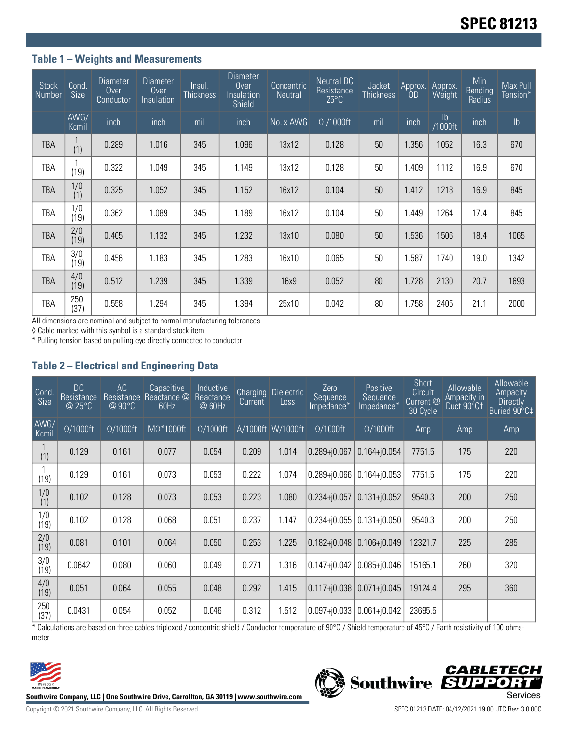## Table 1 – Weights and Measurements

| Stock Number | Cond. Size | Diameter Over Conductor | Diameter Over Insulation | Insul. Thickness | Diameter Over Insulation Shield | Concentric Neutral | Neutral DC Resistance 25°C | Jacket Thickness | Approx. OD | Approx. Weight | Min Bending Radius | Max Pull Tension* |
|---|---|---|---|---|---|---|---|---|---|---|---|---|
| | AWG/ Kcmil | inch | inch | mil | inch | No. x AWG | Ω /1000ft | mil | inch | lb /1000ft | inch | lb |
| TBA | 1 (1) | 0.289 | 1.016 | 345 | 1.096 | 13x12 | 0.128 | 50 | 1.356 | 1052 | 16.3 | 670 |
| TBA | 1 (19) | 0.322 | 1.049 | 345 | 1.149 | 13x12 | 0.128 | 50 | 1.409 | 1112 | 16.9 | 670 |
| TBA | 1/0 (1) | 0.325 | 1.052 | 345 | 1.152 | 16x12 | 0.104 | 50 | 1.412 | 1218 | 16.9 | 845 |
| TBA | 1/0 (19) | 0.362 | 1.089 | 345 | 1.189 | 16x12 | 0.104 | 50 | 1.449 | 1264 | 17.4 | 845 |
| TBA | 2/0 (19) | 0.405 | 1.132 | 345 | 1.232 | 13x10 | 0.080 | 50 | 1.536 | 1506 | 18.4 | 1065 |
| TBA | 3/0 (19) | 0.456 | 1.183 | 345 | 1.283 | 16x10 | 0.065 | 50 | 1.587 | 1740 | 19.0 | 1342 |
| TBA | 4/0 (19) | 0.512 | 1.239 | 345 | 1.339 | 16x9 | 0.052 | 80 | 1.728 | 2130 | 20.7 | 1693 |
| TBA | 250 (37) | 0.558 | 1.294 | 345 | 1.394 | 25x10 | 0.042 | 80 | 1.758 | 2405 | 21.1 | 2000 |

All dimensions are nominal and subject to normal manufacturing tolerances

◊ Cable marked with this symbol is a standard stock item

* Pulling tension based on pulling eye directly connected to conductor

## Table 2 – Electrical and Engineering Data

| Cond. Size | DC Resistance @ 25°C | AC Resistance @ 90°C | Capacitive Reactance @ 60Hz | Inductive Reactance @ 60Hz | Charging Current | Dielectric Loss | Zero Sequence Impedance* | Positive Sequence Impedance* | Short Circuit Current @ 30 Cycle | Allowable Ampacity in Duct 90°C† | Allowable Ampacity Directly Buried 90°C‡ |
|---|---|---|---|---|---|---|---|---|---|---|---|
| AWG/ Kcmil | Ω/1000ft | Ω/1000ft | MΩ*1000ft | Ω/1000ft | A/1000ft | W/1000ft | Ω/1000ft | Ω/1000ft | Amp | Amp | Amp |
| 1 (1) | 0.129 | 0.161 | 0.077 | 0.054 | 0.209 | 1.014 | 0.289+j0.067 | 0.164+j0.054 | 7751.5 | 175 | 220 |
| 1 (19) | 0.129 | 0.161 | 0.073 | 0.053 | 0.222 | 1.074 | 0.289+j0.066 | 0.164+j0.053 | 7751.5 | 175 | 220 |
| 1/0 (1) | 0.102 | 0.128 | 0.073 | 0.053 | 0.223 | 1.080 | 0.234+j0.057 | 0.131+j0.052 | 9540.3 | 200 | 250 |
| 1/0 (19) | 0.102 | 0.128 | 0.068 | 0.051 | 0.237 | 1.147 | 0.234+j0.055 | 0.131+j0.050 | 9540.3 | 200 | 250 |
| 2/0 (19) | 0.081 | 0.101 | 0.064 | 0.050 | 0.253 | 1.225 | 0.182+j0.048 | 0.106+j0.049 | 12321.7 | 225 | 285 |
| 3/0 (19) | 0.0642 | 0.080 | 0.060 | 0.049 | 0.271 | 1.316 | 0.147+j0.042 | 0.085+j0.046 | 15165.1 | 260 | 320 |
| 4/0 (19) | 0.051 | 0.064 | 0.055 | 0.048 | 0.292 | 1.415 | 0.117+j0.038 | 0.071+j0.045 | 19124.4 | 295 | 360 |
| 250 (37) | 0.0431 | 0.054 | 0.052 | 0.046 | 0.312 | 1.512 | 0.097+j0.033 | 0.061+j0.042 | 23695.5 | | |

* Calculations are based on three cables triplexed / concentric shield / Conductor temperature of 90°C / Shield temperature of 45°C / Earth resistivity of 100 ohms-meter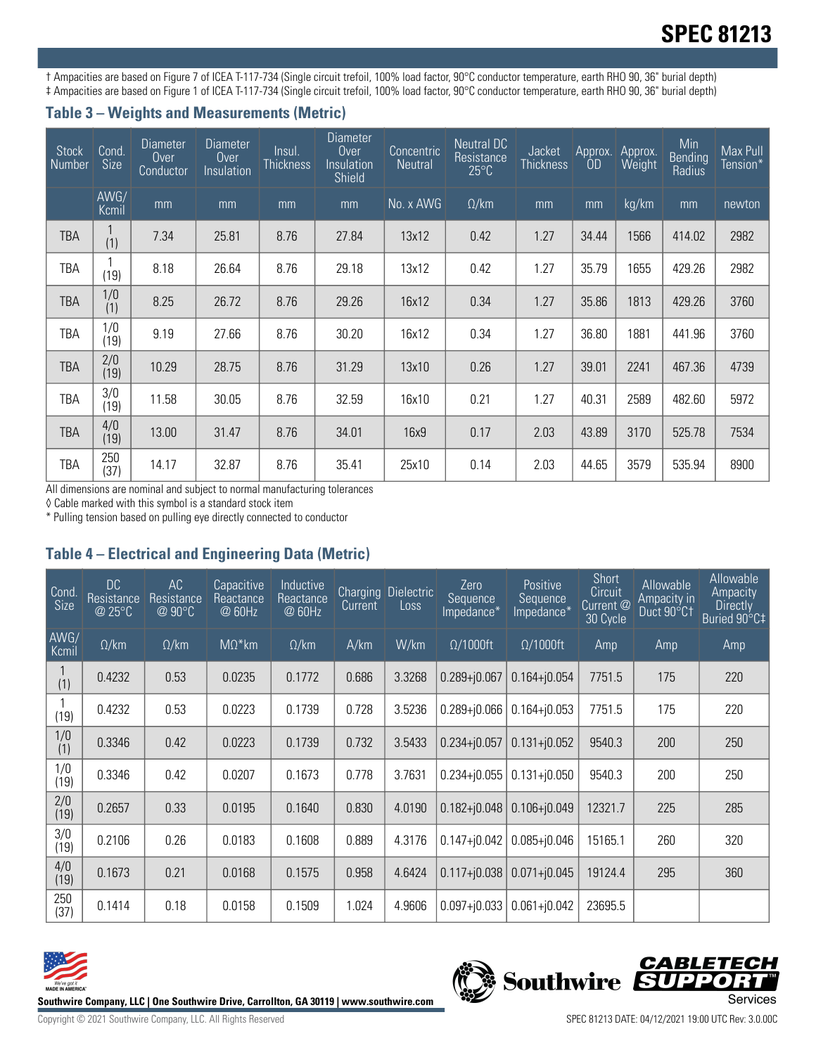† Ampacities are based on Figure 7 of ICEA T-117-734 (Single circuit trefoil, 100% load factor, 90°C conductor temperature, earth RHO 90, 36" burial depth)
‡ Ampacities are based on Figure 1 of ICEA T-117-734 (Single circuit trefoil, 100% load factor, 90°C conductor temperature, earth RHO 90, 36" burial depth)

## Table 3 – Weights and Measurements (Metric)

| Stock Number | Cond. Size | Diameter Over Conductor | Diameter Over Insulation | Insul. Thickness | Diameter Over Insulation Shield | Concentric Neutral | Neutral DC Resistance 25°C | Jacket Thickness | Approx. OD | Approx. Weight | Min Bending Radius | Max Pull Tension* |
|---|---|---|---|---|---|---|---|---|---|---|---|---|
| | AWG/ Kcmil | mm | mm | mm | mm | No. x AWG | Ω/km | mm | mm | kg/km | mm | newton |
| TBA | 1 (1) | 7.34 | 25.81 | 8.76 | 27.84 | 13x12 | 0.42 | 1.27 | 34.44 | 1566 | 414.02 | 2982 |
| TBA | 1 (19) | 8.18 | 26.64 | 8.76 | 29.18 | 13x12 | 0.42 | 1.27 | 35.79 | 1655 | 429.26 | 2982 |
| TBA | 1/0 (1) | 8.25 | 26.72 | 8.76 | 29.26 | 16x12 | 0.34 | 1.27 | 35.86 | 1813 | 429.26 | 3760 |
| TBA | 1/0 (19) | 9.19 | 27.66 | 8.76 | 30.20 | 16x12 | 0.34 | 1.27 | 36.80 | 1881 | 441.96 | 3760 |
| TBA | 2/0 (19) | 10.29 | 28.75 | 8.76 | 31.29 | 13x10 | 0.26 | 1.27 | 39.01 | 2241 | 467.36 | 4739 |
| TBA | 3/0 (19) | 11.58 | 30.05 | 8.76 | 32.59 | 16x10 | 0.21 | 1.27 | 40.31 | 2589 | 482.60 | 5972 |
| TBA | 4/0 (19) | 13.00 | 31.47 | 8.76 | 34.01 | 16x9 | 0.17 | 2.03 | 43.89 | 3170 | 525.78 | 7534 |
| TBA | 250 (37) | 14.17 | 32.87 | 8.76 | 35.41 | 25x10 | 0.14 | 2.03 | 44.65 | 3579 | 535.94 | 8900 |

All dimensions are nominal and subject to normal manufacturing tolerances
◊ Cable marked with this symbol is a standard stock item
* Pulling tension based on pulling eye directly connected to conductor

## Table 4 – Electrical and Engineering Data (Metric)

| Cond. Size | DC Resistance @ 25°C | AC Resistance @ 90°C | Capacitive Reactance @ 60Hz | Inductive Reactance @ 60Hz | Charging Current | Dielectric Loss | Zero Sequence Impedance* | Positive Sequence Impedance* | Short Circuit Current @ 30 Cycle | Allowable Ampacity in Duct 90°C† | Allowable Ampacity Directly Buried 90°C‡ |
|---|---|---|---|---|---|---|---|---|---|---|---|
| AWG/ Kcmil | Ω/km | Ω/km | MΩ*km | Ω/km | A/km | W/km | Ω/1000ft | Ω/1000ft | Amp | Amp | Amp |
| 1 (1) | 0.4232 | 0.53 | 0.0235 | 0.1772 | 0.686 | 3.3268 | 0.289+j0.067 | 0.164+j0.054 | 7751.5 | 175 | 220 |
| 1 (19) | 0.4232 | 0.53 | 0.0223 | 0.1739 | 0.728 | 3.5236 | 0.289+j0.066 | 0.164+j0.053 | 7751.5 | 175 | 220 |
| 1/0 (1) | 0.3346 | 0.42 | 0.0223 | 0.1739 | 0.732 | 3.5433 | 0.234+j0.057 | 0.131+j0.052 | 9540.3 | 200 | 250 |
| 1/0 (19) | 0.3346 | 0.42 | 0.0207 | 0.1673 | 0.778 | 3.7631 | 0.234+j0.055 | 0.131+j0.050 | 9540.3 | 200 | 250 |
| 2/0 (19) | 0.2657 | 0.33 | 0.0195 | 0.1640 | 0.830 | 4.0190 | 0.182+j0.048 | 0.106+j0.049 | 12321.7 | 225 | 285 |
| 3/0 (19) | 0.2106 | 0.26 | 0.0183 | 0.1608 | 0.889 | 4.3176 | 0.147+j0.042 | 0.085+j0.046 | 15165.1 | 260 | 320 |
| 4/0 (19) | 0.1673 | 0.21 | 0.0168 | 0.1575 | 0.958 | 4.6424 | 0.117+j0.038 | 0.071+j0.045 | 19124.4 | 295 | 360 |
| 250 (37) | 0.1414 | 0.18 | 0.0158 | 0.1509 | 1.024 | 4.9606 | 0.097+j0.033 | 0.061+j0.042 | 23695.5 | | |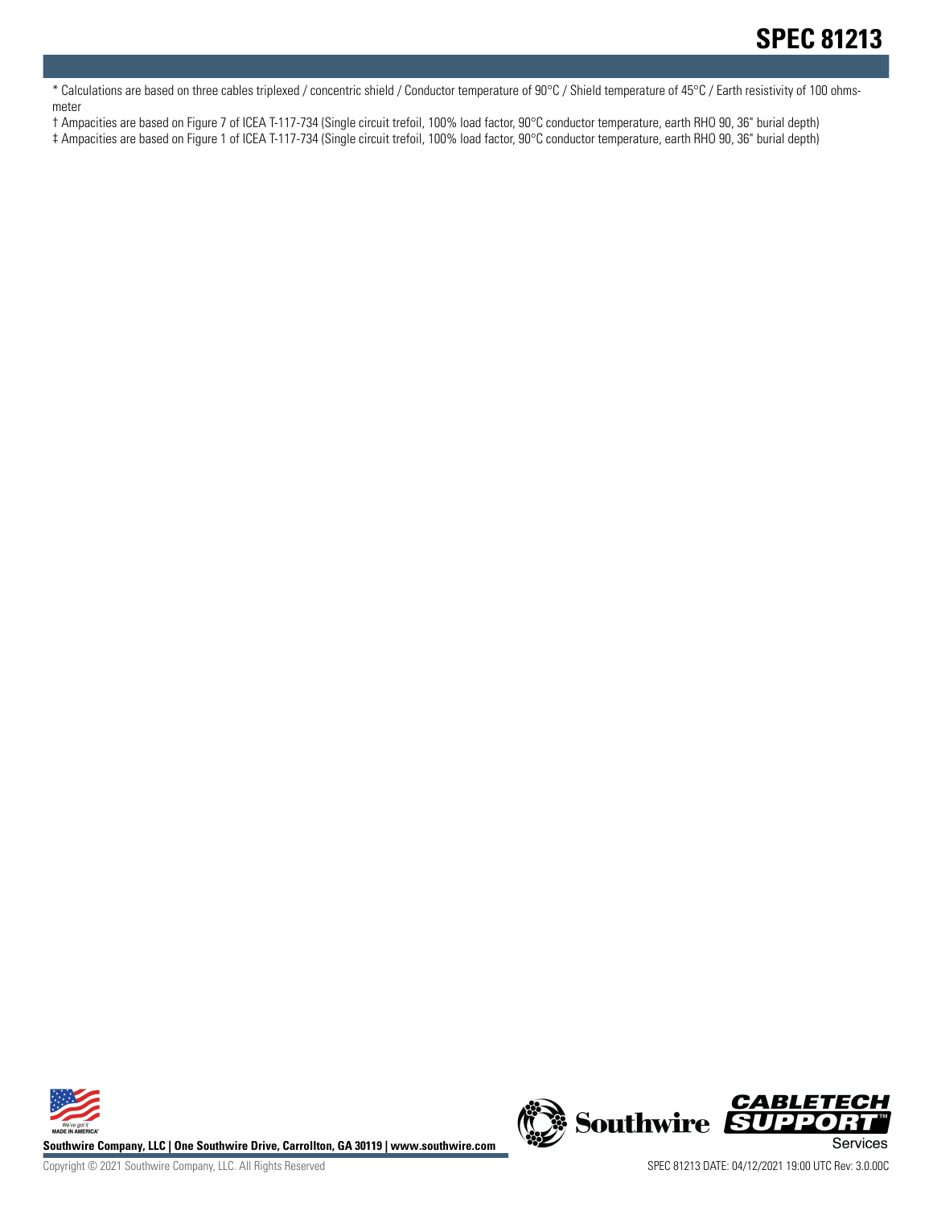* Calculations are based on three cables triplexed / concentric shield / Conductor temperature of 90°C / Shield temperature of 45°C / Earth resistivity of 100 ohms-meter

† Ampacities are based on Figure 7 of ICEA T-117-734 (Single circuit trefoil, 100% load factor, 90°C conductor temperature, earth RHO 90, 36" burial depth)

‡ Ampacities are based on Figure 1 of ICEA T-117-734 (Single circuit trefoil, 100% load factor, 90°C conductor temperature, earth RHO 90, 36" burial depth)